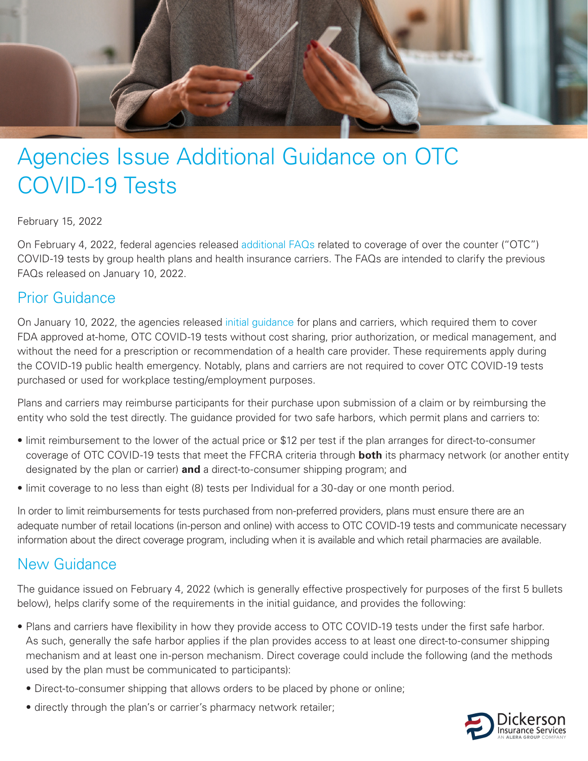# Agencies Issue Additional Guidance on OTC COVID-19 Tests

February 15, 2022

On February 4, 2022, federal agencies released additional FAQs related to coverage of over the counter ("OTC") COVID-19 tests by group health plans and health insurance carriers. The FAQs are intended to clarify the previous FAQs released on January 10, 2022.

## Prior Guidance

On January 10, 2022, the agencies released initial guidance for plans and carriers, which required them to cover FDA approved at-home, OTC COVID-19 tests without cost sharing, prior authorization, or medical management, and without the need for a prescription or recommendation of a health care provider. These requirements apply during the COVID-19 public health emergency. Notably, plans and carriers are not required to cover OTC COVID-19 tests purchased or used for workplace testing/employment purposes.

Plans and carriers may reimburse participants for their purchase upon submission of a claim or by reimbursing the entity who sold the test directly. The guidance provided for two safe harbors, which permit plans and carriers to:

- limit reimbursement to the lower of the actual price or $12 per test if the plan arranges for direct-to-consumer coverage of OTC COVID-19 tests that meet the FFCRA criteria through **both** its pharmacy network (or another entity designated by the plan or carrier) **and** a direct-to-consumer shipping program; and
- limit coverage to no less than eight (8) tests per Individual for a 30-day or one month period.

In order to limit reimbursements for tests purchased from non-preferred providers, plans must ensure there are an adequate number of retail locations (in-person and online) with access to OTC COVID-19 tests and communicate necessary information about the direct coverage program, including when it is available and which retail pharmacies are available.

## New Guidance

The guidance issued on February 4, 2022 (which is generally effective prospectively for purposes of the first 5 bullets below), helps clarify some of the requirements in the initial guidance, and provides the following:

- Plans and carriers have flexibility in how they provide access to OTC COVID-19 tests under the first safe harbor. As such, generally the safe harbor applies if the plan provides access to at least one direct-to-consumer shipping mechanism and at least one in-person mechanism. Direct coverage could include the following (and the methods used by the plan must be communicated to participants):
  - Direct-to-consumer shipping that allows orders to be placed by phone or online;
  - directly through the plan's or carrier's pharmacy network retailer;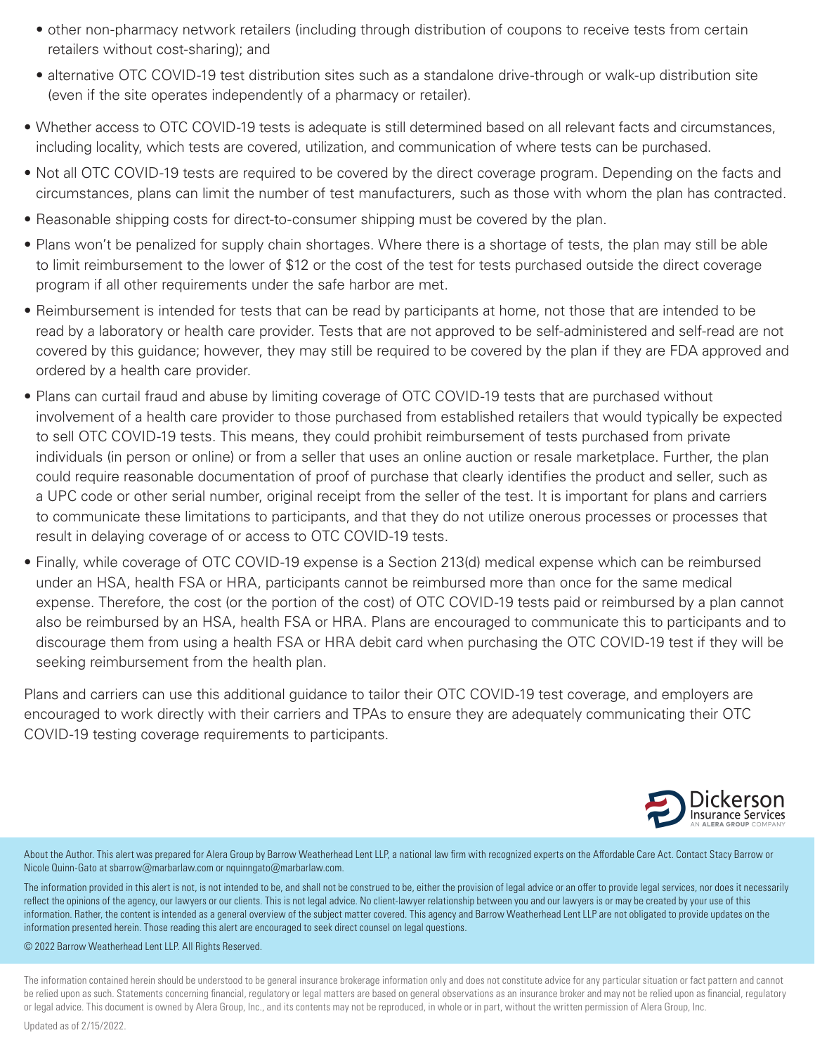- other non-pharmacy network retailers (including through distribution of coupons to receive tests from certain retailers without cost-sharing); and
  - alternative OTC COVID-19 test distribution sites such as a standalone drive-through or walk-up distribution site (even if the site operates independently of a pharmacy or retailer).
- Whether access to OTC COVID-19 tests is adequate is still determined based on all relevant facts and circumstances, including locality, which tests are covered, utilization, and communication of where tests can be purchased.
- Not all OTC COVID-19 tests are required to be covered by the direct coverage program. Depending on the facts and circumstances, plans can limit the number of test manufacturers, such as those with whom the plan has contracted.
- Reasonable shipping costs for direct-to-consumer shipping must be covered by the plan.
- Plans won't be penalized for supply chain shortages. Where there is a shortage of tests, the plan may still be able to limit reimbursement to the lower of $12 or the cost of the test for tests purchased outside the direct coverage program if all other requirements under the safe harbor are met.
- Reimbursement is intended for tests that can be read by participants at home, not those that are intended to be read by a laboratory or health care provider. Tests that are not approved to be self-administered and self-read are not covered by this guidance; however, they may still be required to be covered by the plan if they are FDA approved and ordered by a health care provider.
- Plans can curtail fraud and abuse by limiting coverage of OTC COVID-19 tests that are purchased without involvement of a health care provider to those purchased from established retailers that would typically be expected to sell OTC COVID-19 tests. This means, they could prohibit reimbursement of tests purchased from private individuals (in person or online) or from a seller that uses an online auction or resale marketplace. Further, the plan could require reasonable documentation of proof of purchase that clearly identifies the product and seller, such as a UPC code or other serial number, original receipt from the seller of the test. It is important for plans and carriers to communicate these limitations to participants, and that they do not utilize onerous processes or processes that result in delaying coverage of or access to OTC COVID-19 tests.
- Finally, while coverage of OTC COVID-19 expense is a Section 213(d) medical expense which can be reimbursed under an HSA, health FSA or HRA, participants cannot be reimbursed more than once for the same medical expense. Therefore, the cost (or the portion of the cost) of OTC COVID-19 tests paid or reimbursed by a plan cannot also be reimbursed by an HSA, health FSA or HRA. Plans are encouraged to communicate this to participants and to discourage them from using a health FSA or HRA debit card when purchasing the OTC COVID-19 test if they will be seeking reimbursement from the health plan.

Plans and carriers can use this additional guidance to tailor their OTC COVID-19 test coverage, and employers are encouraged to work directly with their carriers and TPAs to ensure they are adequately communicating their OTC COVID-19 testing coverage requirements to participants.

Dickerson Insurance Services
AN ALERA GROUP COMPANY

About the Author. This alert was prepared for Alera Group by Barrow Weatherhead Lent LLP, a national law firm with recognized experts on the Affordable Care Act. Contact Stacy Barrow or Nicole Quinn-Gato at sbarrow@marbarlaw.com or nquinngato@marbarlaw.com.

The information provided in this alert is not, is not intended to be, and shall not be construed to be, either the provision of legal advice or an offer to provide legal services, nor does it necessarily reflect the opinions of the agency, our lawyers or our clients. This is not legal advice. No client-lawyer relationship between you and our lawyers is or may be created by your use of this information. Rather, the content is intended as a general overview of the subject matter covered. This agency and Barrow Weatherhead Lent LLP are not obligated to provide updates on the information presented herein. Those reading this alert are encouraged to seek direct counsel on legal questions.

© 2022 Barrow Weatherhead Lent LLP. All Rights Reserved.

The information contained herein should be understood to be general insurance brokerage information only and does not constitute advice for any particular situation or fact pattern and cannot be relied upon as such. Statements concerning financial, regulatory or legal matters are based on general observations as an insurance broker and may not be relied upon as financial, regulatory or legal advice. This document is owned by Alera Group, Inc., and its contents may not be reproduced, in whole or in part, without the written permission of Alera Group, Inc.

Updated as of 2/15/2022.